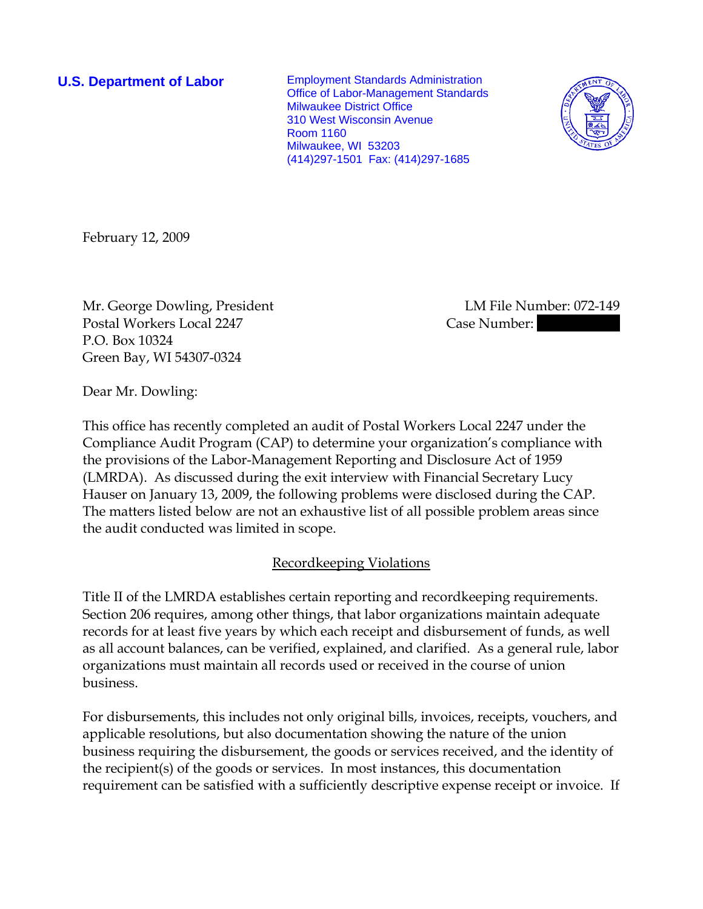**U.S. Department of Labor**

Employment Standards Administration
Office of Labor-Management Standards
Milwaukee District Office
310 West Wisconsin Avenue
Room 1160
Milwaukee, WI 53203
(414)297-1501 Fax: (414)297-1685

February 12, 2009

Mr. George Dowling, President
Postal Workers Local 2247
P.O. Box 10324
Green Bay, WI 54307-0324

LM File Number: 072-149
Case Number: [redacted]

Dear Mr. Dowling:

This office has recently completed an audit of Postal Workers Local 2247 under the Compliance Audit Program (CAP) to determine your organization's compliance with the provisions of the Labor-Management Reporting and Disclosure Act of 1959 (LMRDA). As discussed during the exit interview with Financial Secretary Lucy Hauser on January 13, 2009, the following problems were disclosed during the CAP. The matters listed below are not an exhaustive list of all possible problem areas since the audit conducted was limited in scope.

## Recordkeeping Violations

Title II of the LMRDA establishes certain reporting and recordkeeping requirements. Section 206 requires, among other things, that labor organizations maintain adequate records for at least five years by which each receipt and disbursement of funds, as well as all account balances, can be verified, explained, and clarified. As a general rule, labor organizations must maintain all records used or received in the course of union business.

For disbursements, this includes not only original bills, invoices, receipts, vouchers, and applicable resolutions, but also documentation showing the nature of the union business requiring the disbursement, the goods or services received, and the identity of the recipient(s) of the goods or services. In most instances, this documentation requirement can be satisfied with a sufficiently descriptive expense receipt or invoice. If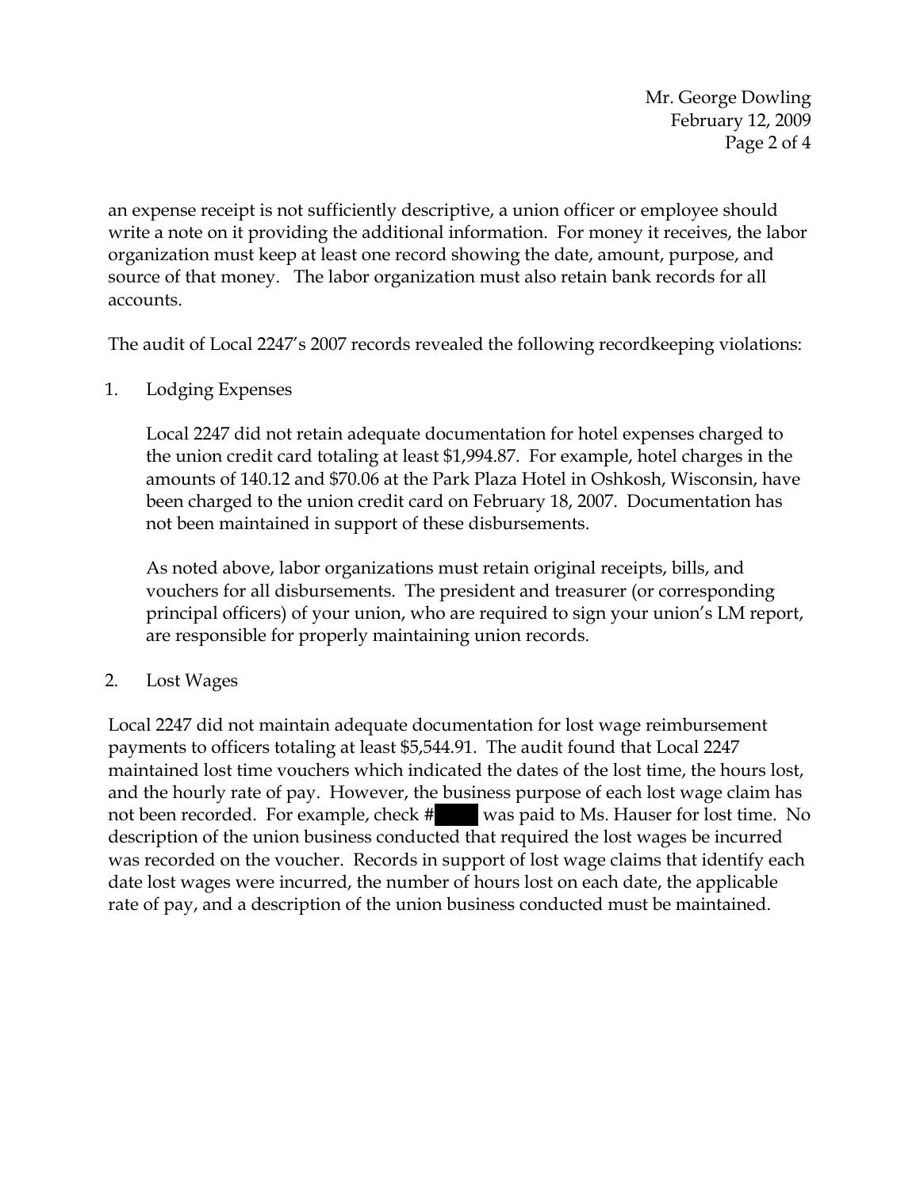an expense receipt is not sufficiently descriptive, a union officer or employee should write a note on it providing the additional information. For money it receives, the labor organization must keep at least one record showing the date, amount, purpose, and source of that money. The labor organization must also retain bank records for all accounts.

The audit of Local 2247's 2007 records revealed the following recordkeeping violations:

1. Lodging Expenses

   Local 2247 did not retain adequate documentation for hotel expenses charged to the union credit card totaling at least $1,994.87. For example, hotel charges in the amounts of 140.12 and $70.06 at the Park Plaza Hotel in Oshkosh, Wisconsin, have been charged to the union credit card on February 18, 2007. Documentation has not been maintained in support of these disbursements.

   As noted above, labor organizations must retain original receipts, bills, and vouchers for all disbursements. The president and treasurer (or corresponding principal officers) of your union, who are required to sign your union's LM report, are responsible for properly maintaining union records.

2. Lost Wages

Local 2247 did not maintain adequate documentation for lost wage reimbursement payments to officers totaling at least $5,544.91. The audit found that Local 2247 maintained lost time vouchers which indicated the dates of the lost time, the hours lost, and the hourly rate of pay. However, the business purpose of each lost wage claim has not been recorded. For example, check # [redacted] was paid to Ms. Hauser for lost time. No description of the union business conducted that required the lost wages be incurred was recorded on the voucher. Records in support of lost wage claims that identify each date lost wages were incurred, the number of hours lost on each date, the applicable rate of pay, and a description of the union business conducted must be maintained.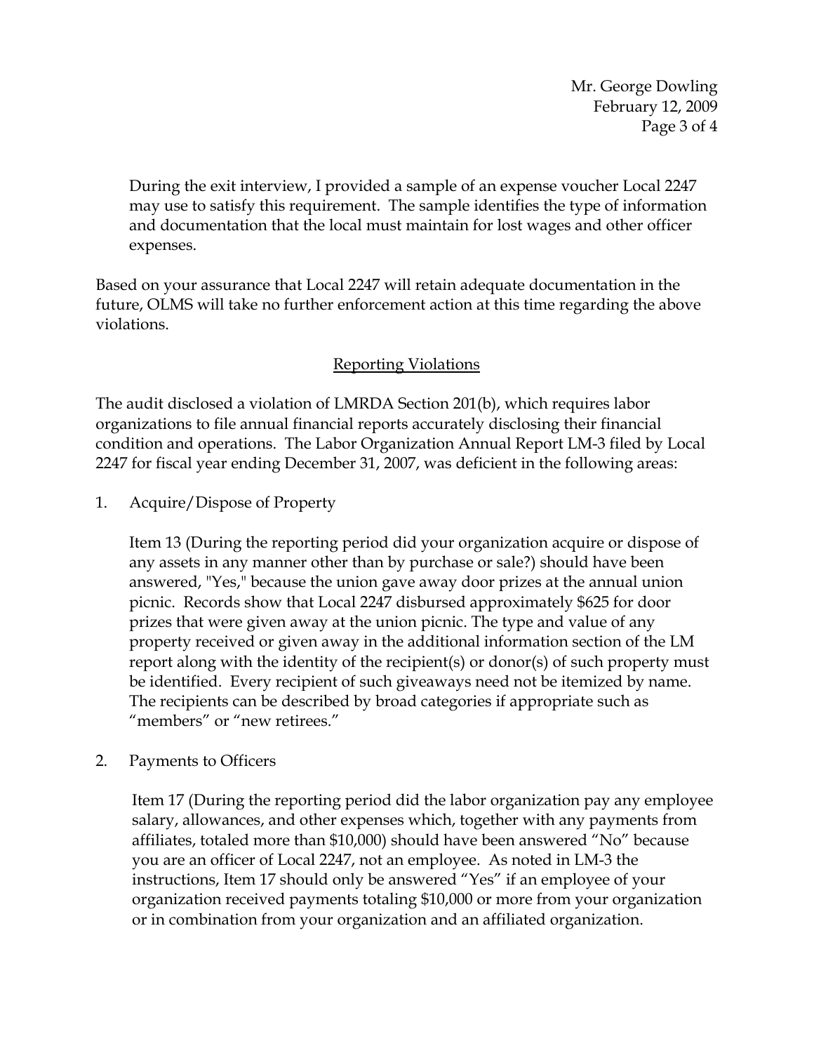During the exit interview, I provided a sample of an expense voucher Local 2247 may use to satisfy this requirement. The sample identifies the type of information and documentation that the local must maintain for lost wages and other officer expenses.

Based on your assurance that Local 2247 will retain adequate documentation in the future, OLMS will take no further enforcement action at this time regarding the above violations.

## Reporting Violations

The audit disclosed a violation of LMRDA Section 201(b), which requires labor organizations to file annual financial reports accurately disclosing their financial condition and operations. The Labor Organization Annual Report LM-3 filed by Local 2247 for fiscal year ending December 31, 2007, was deficient in the following areas:

1. Acquire/Dispose of Property

   Item 13 (During the reporting period did your organization acquire or dispose of any assets in any manner other than by purchase or sale?) should have been answered, "Yes," because the union gave away door prizes at the annual union picnic. Records show that Local 2247 disbursed approximately $625 for door prizes that were given away at the union picnic. The type and value of any property received or given away in the additional information section of the LM report along with the identity of the recipient(s) or donor(s) of such property must be identified. Every recipient of such giveaways need not be itemized by name. The recipients can be described by broad categories if appropriate such as "members" or "new retirees."

2. Payments to Officers

   Item 17 (During the reporting period did the labor organization pay any employee salary, allowances, and other expenses which, together with any payments from affiliates, totaled more than $10,000) should have been answered "No" because you are an officer of Local 2247, not an employee. As noted in LM-3 the instructions, Item 17 should only be answered "Yes" if an employee of your organization received payments totaling $10,000 or more from your organization or in combination from your organization and an affiliated organization.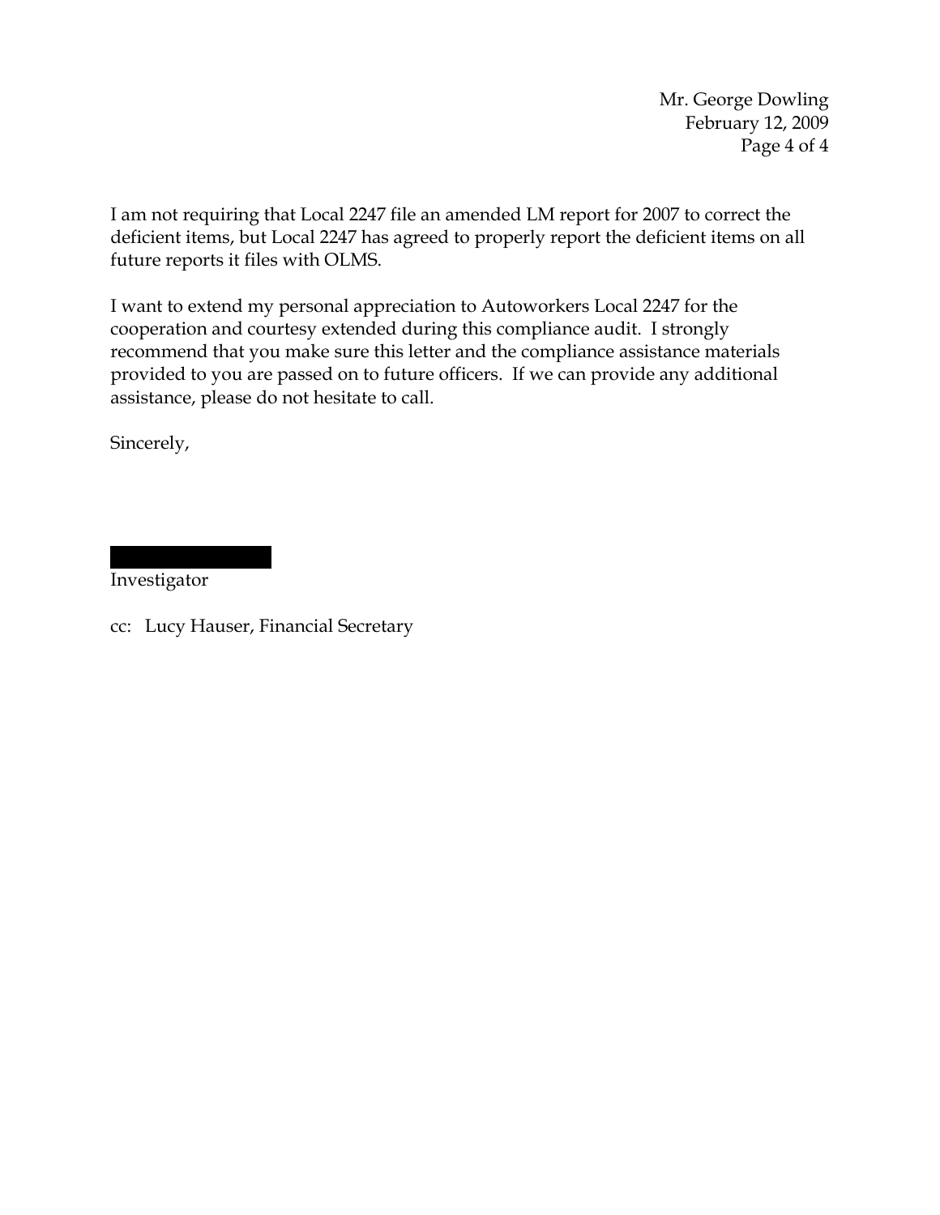I am not requiring that Local 2247 file an amended LM report for 2007 to correct the deficient items, but Local 2247 has agreed to properly report the deficient items on all future reports it files with OLMS.

I want to extend my personal appreciation to Autoworkers Local 2247 for the cooperation and courtesy extended during this compliance audit. I strongly recommend that you make sure this letter and the compliance assistance materials provided to you are passed on to future officers. If we can provide any additional assistance, please do not hesitate to call.

Sincerely,

Investigator

cc: Lucy Hauser, Financial Secretary